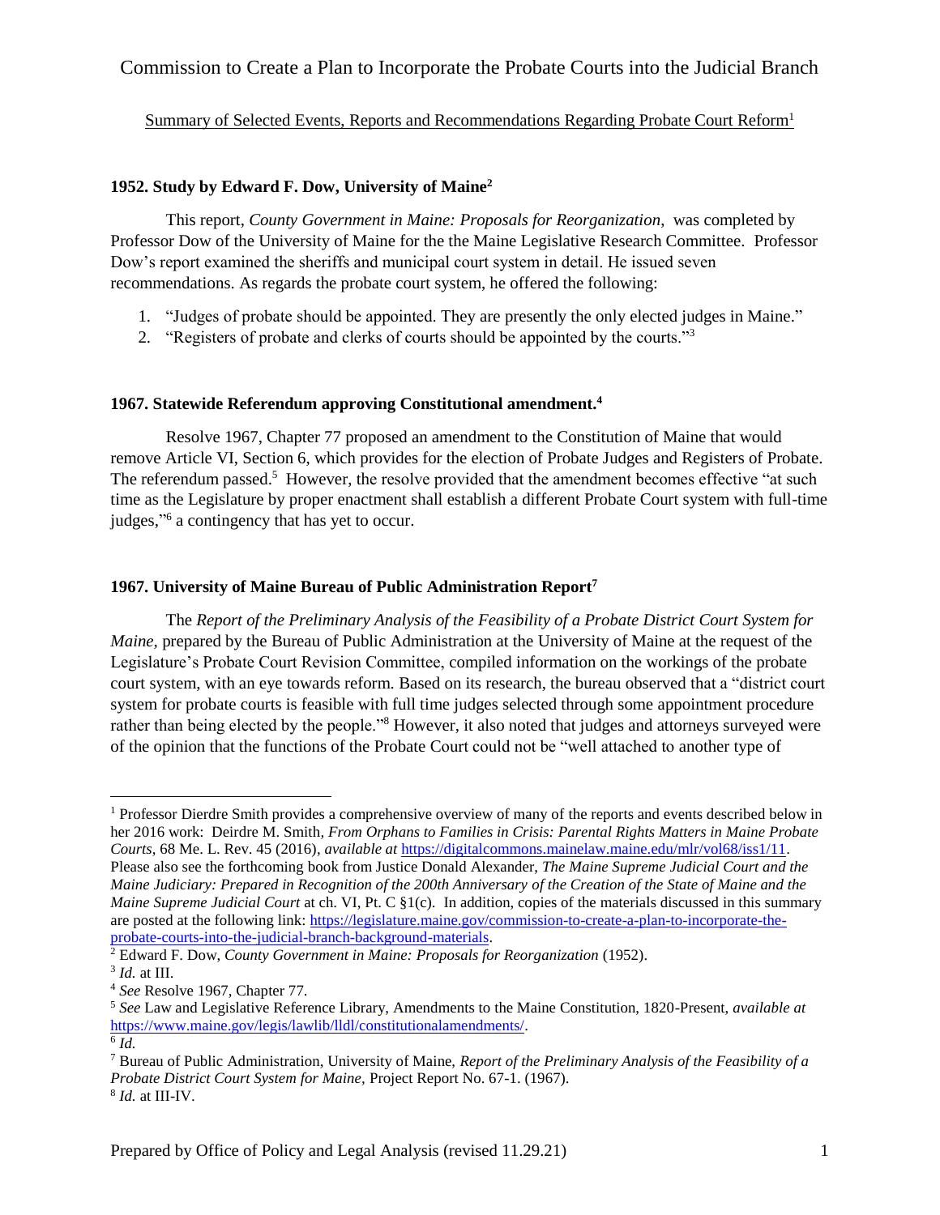# Commission to Create a Plan to Incorporate the Probate Courts into the Judicial Branch

Summary of Selected Events, Reports and Recommendations Regarding Probate Court Reform[1]

### 1952. Study by Edward F. Dow, University of Maine[2]

This report, *County Government in Maine: Proposals for Reorganization*, was completed by Professor Dow of the University of Maine for the the Maine Legislative Research Committee. Professor Dow's report examined the sheriffs and municipal court system in detail. He issued seven recommendations. As regards the probate court system, he offered the following:

1. "Judges of probate should be appointed. They are presently the only elected judges in Maine."
2. "Registers of probate and clerks of courts should be appointed by the courts."[3]

### 1967. Statewide Referendum approving Constitutional amendment.[4]

Resolve 1967, Chapter 77 proposed an amendment to the Constitution of Maine that would remove Article VI, Section 6, which provides for the election of Probate Judges and Registers of Probate. The referendum passed.[5] However, the resolve provided that the amendment becomes effective "at such time as the Legislature by proper enactment shall establish a different Probate Court system with full-time judges,"[6] a contingency that has yet to occur.

### 1967. University of Maine Bureau of Public Administration Report[7]

The *Report of the Preliminary Analysis of the Feasibility of a Probate District Court System for Maine*, prepared by the Bureau of Public Administration at the University of Maine at the request of the Legislature's Probate Court Revision Committee, compiled information on the workings of the probate court system, with an eye towards reform. Based on its research, the bureau observed that a "district court system for probate courts is feasible with full time judges selected through some appointment procedure rather than being elected by the people."[8] However, it also noted that judges and attorneys surveyed were of the opinion that the functions of the Probate Court could not be "well attached to another type of

---

[1] Professor Dierdre Smith provides a comprehensive overview of many of the reports and events described below in her 2016 work: Deirdre M. Smith, *From Orphans to Families in Crisis: Parental Rights Matters in Maine Probate Courts*, 68 Me. L. Rev. 45 (2016), *available at* https://digitalcommons.mainelaw.maine.edu/mlr/vol68/iss1/11. Please also see the forthcoming book from Justice Donald Alexander, *The Maine Supreme Judicial Court and the Maine Judiciary: Prepared in Recognition of the 200th Anniversary of the Creation of the State of Maine and the Maine Supreme Judicial Court* at ch. VI, Pt. C §1(c). In addition, copies of the materials discussed in this summary are posted at the following link: https://legislature.maine.gov/commission-to-create-a-plan-to-incorporate-the-probate-courts-into-the-judicial-branch-background-materials.

[2] Edward F. Dow, *County Government in Maine: Proposals for Reorganization* (1952).

[3] *Id.* at III.

[4] *See* Resolve 1967, Chapter 77.

[5] *See* Law and Legislative Reference Library, Amendments to the Maine Constitution, 1820-Present, *available at* https://www.maine.gov/legis/lawlib/lldl/constitutionalamendments/.

[6] *Id.*

[7] Bureau of Public Administration, University of Maine, *Report of the Preliminary Analysis of the Feasibility of a Probate District Court System for Maine*, Project Report No. 67-1. (1967).

[8] *Id.* at III-IV.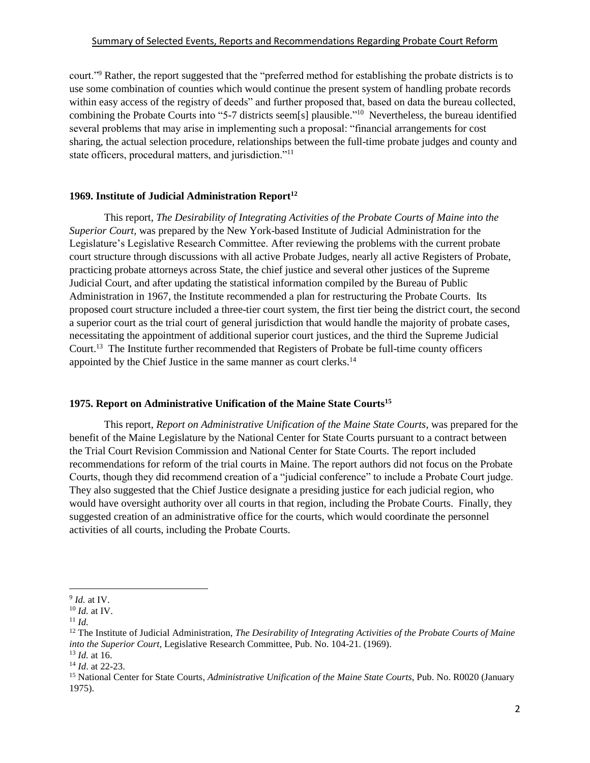court."[9] Rather, the report suggested that the "preferred method for establishing the probate districts is to use some combination of counties which would continue the present system of handling probate records within easy access of the registry of deeds" and further proposed that, based on data the bureau collected, combining the Probate Courts into "5-7 districts seem[s] plausible."[10] Nevertheless, the bureau identified several problems that may arise in implementing such a proposal: "financial arrangements for cost sharing, the actual selection procedure, relationships between the full-time probate judges and county and state officers, procedural matters, and jurisdiction."[11]

### 1969. Institute of Judicial Administration Report[12]

This report, *The Desirability of Integrating Activities of the Probate Courts of Maine into the Superior Court,* was prepared by the New York-based Institute of Judicial Administration for the Legislature's Legislative Research Committee. After reviewing the problems with the current probate court structure through discussions with all active Probate Judges, nearly all active Registers of Probate, practicing probate attorneys across State, the chief justice and several other justices of the Supreme Judicial Court, and after updating the statistical information compiled by the Bureau of Public Administration in 1967, the Institute recommended a plan for restructuring the Probate Courts. Its proposed court structure included a three-tier court system, the first tier being the district court, the second a superior court as the trial court of general jurisdiction that would handle the majority of probate cases, necessitating the appointment of additional superior court justices, and the third the Supreme Judicial Court.[13] The Institute further recommended that Registers of Probate be full-time county officers appointed by the Chief Justice in the same manner as court clerks.[14]

### 1975. Report on Administrative Unification of the Maine State Courts[15]

This report, *Report on Administrative Unification of the Maine State Courts*, was prepared for the benefit of the Maine Legislature by the National Center for State Courts pursuant to a contract between the Trial Court Revision Commission and National Center for State Courts. The report included recommendations for reform of the trial courts in Maine. The report authors did not focus on the Probate Courts, though they did recommend creation of a "judicial conference" to include a Probate Court judge. They also suggested that the Chief Justice designate a presiding justice for each judicial region, who would have oversight authority over all courts in that region, including the Probate Courts. Finally, they suggested creation of an administrative office for the courts, which would coordinate the personnel activities of all courts, including the Probate Courts.

---

[9] *Id.* at IV.

[10] *Id.* at IV.

[11] *Id.*

[12] The Institute of Judicial Administration, *The Desirability of Integrating Activities of the Probate Courts of Maine into the Superior Court,* Legislative Research Committee, Pub. No. 104-21. (1969).

[13] *Id.* at 16.

[14] *Id*. at 22-23.

[15] National Center for State Courts*, Administrative Unification of the Maine State Courts*, Pub. No. R0020 (January 1975).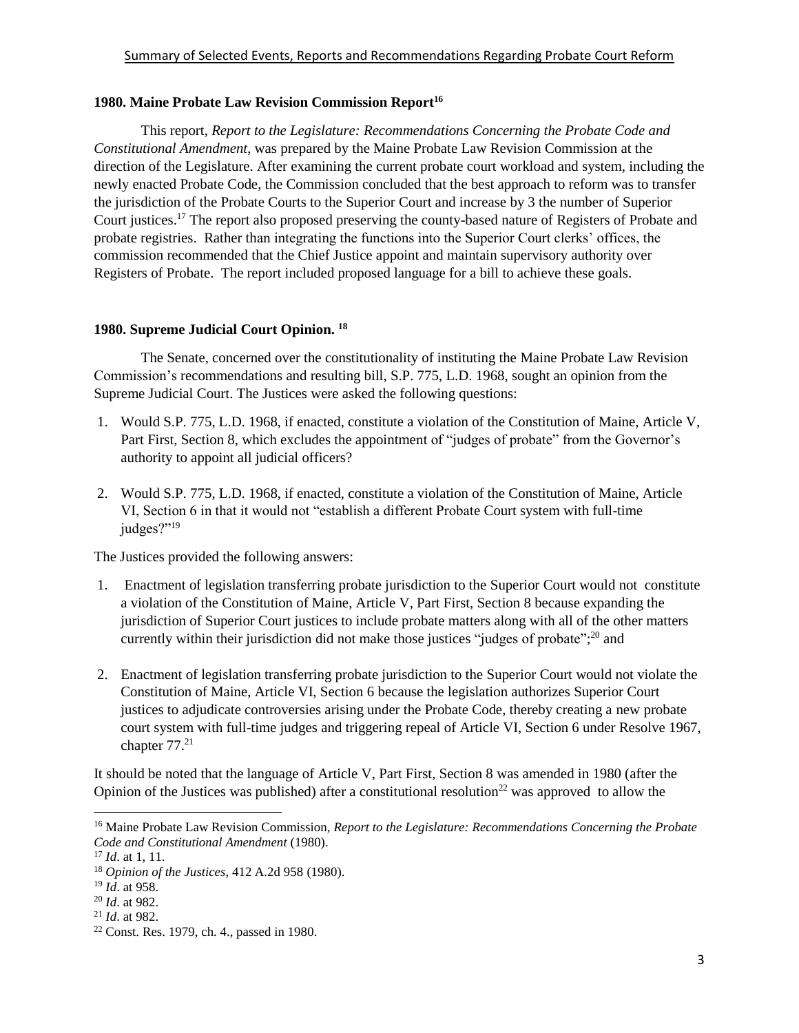**1980. Maine Probate Law Revision Commission Report[16]**

This report, *Report to the Legislature: Recommendations Concerning the Probate Code and Constitutional Amendment*, was prepared by the Maine Probate Law Revision Commission at the direction of the Legislature. After examining the current probate court workload and system, including the newly enacted Probate Code, the Commission concluded that the best approach to reform was to transfer the jurisdiction of the Probate Courts to the Superior Court and increase by 3 the number of Superior Court justices.[17] The report also proposed preserving the county-based nature of Registers of Probate and probate registries. Rather than integrating the functions into the Superior Court clerks' offices, the commission recommended that the Chief Justice appoint and maintain supervisory authority over Registers of Probate. The report included proposed language for a bill to achieve these goals.

**1980. Supreme Judicial Court Opinion. [18]**

The Senate, concerned over the constitutionality of instituting the Maine Probate Law Revision Commission's recommendations and resulting bill, S.P. 775, L.D. 1968, sought an opinion from the Supreme Judicial Court. The Justices were asked the following questions:

1. Would S.P. 775, L.D. 1968, if enacted, constitute a violation of the Constitution of Maine, Article V, Part First, Section 8, which excludes the appointment of "judges of probate" from the Governor's authority to appoint all judicial officers?

2. Would S.P. 775, L.D. 1968, if enacted, constitute a violation of the Constitution of Maine, Article VI, Section 6 in that it would not "establish a different Probate Court system with full-time judges?"[19]

The Justices provided the following answers:

1. Enactment of legislation transferring probate jurisdiction to the Superior Court would not constitute a violation of the Constitution of Maine, Article V, Part First, Section 8 because expanding the jurisdiction of Superior Court justices to include probate matters along with all of the other matters currently within their jurisdiction did not make those justices "judges of probate";[20] and

2. Enactment of legislation transferring probate jurisdiction to the Superior Court would not violate the Constitution of Maine, Article VI, Section 6 because the legislation authorizes Superior Court justices to adjudicate controversies arising under the Probate Code, thereby creating a new probate court system with full-time judges and triggering repeal of Article VI, Section 6 under Resolve 1967, chapter 77.[21]

It should be noted that the language of Article V, Part First, Section 8 was amended in 1980 (after the Opinion of the Justices was published) after a constitutional resolution[22] was approved to allow the

---

[16] Maine Probate Law Revision Commission, *Report to the Legislature: Recommendations Concerning the Probate Code and Constitutional Amendment* (1980).

[17] *Id*. at 1, 11.

[18] *Opinion of the Justices*, 412 A.2d 958 (1980).

[19] *Id*. at 958.

[20] *Id*. at 982.

[21] *Id*. at 982.

[22] Const. Res. 1979, ch. 4., passed in 1980.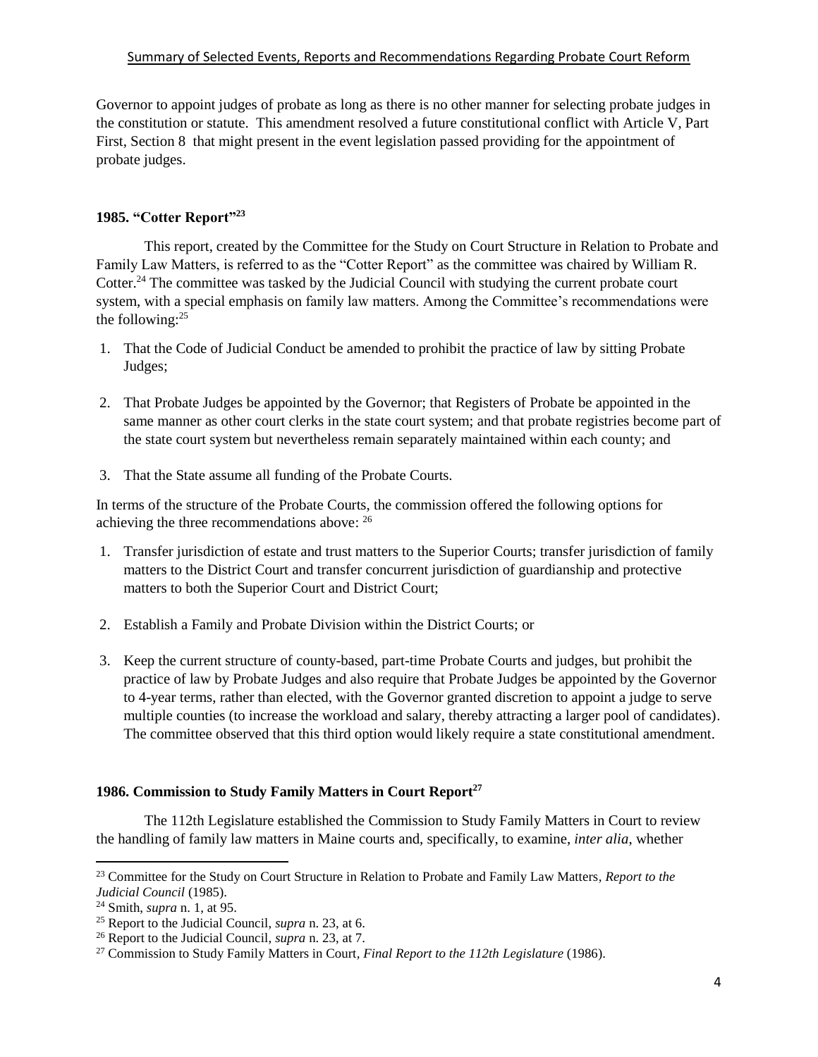Governor to appoint judges of probate as long as there is no other manner for selecting probate judges in the constitution or statute. This amendment resolved a future constitutional conflict with Article V, Part First, Section 8 that might present in the event legislation passed providing for the appointment of probate judges.

### 1985. "Cotter Report"[23]

This report, created by the Committee for the Study on Court Structure in Relation to Probate and Family Law Matters, is referred to as the "Cotter Report" as the committee was chaired by William R. Cotter.[24] The committee was tasked by the Judicial Council with studying the current probate court system, with a special emphasis on family law matters. Among the Committee's recommendations were the following:[25]

1. That the Code of Judicial Conduct be amended to prohibit the practice of law by sitting Probate Judges;
2. That Probate Judges be appointed by the Governor; that Registers of Probate be appointed in the same manner as other court clerks in the state court system; and that probate registries become part of the state court system but nevertheless remain separately maintained within each county; and
3. That the State assume all funding of the Probate Courts.

In terms of the structure of the Probate Courts, the commission offered the following options for achieving the three recommendations above: [26]

1. Transfer jurisdiction of estate and trust matters to the Superior Courts; transfer jurisdiction of family matters to the District Court and transfer concurrent jurisdiction of guardianship and protective matters to both the Superior Court and District Court;
2. Establish a Family and Probate Division within the District Courts; or
3. Keep the current structure of county-based, part-time Probate Courts and judges, but prohibit the practice of law by Probate Judges and also require that Probate Judges be appointed by the Governor to 4-year terms, rather than elected, with the Governor granted discretion to appoint a judge to serve multiple counties (to increase the workload and salary, thereby attracting a larger pool of candidates). The committee observed that this third option would likely require a state constitutional amendment.

### 1986. Commission to Study Family Matters in Court Report[27]

The 112th Legislature established the Commission to Study Family Matters in Court to review the handling of family law matters in Maine courts and, specifically, to examine, *inter alia*, whether

---

[23] Committee for the Study on Court Structure in Relation to Probate and Family Law Matters, *Report to the Judicial Council* (1985).

[24] Smith, *supra* n. 1, at 95.

[25] Report to the Judicial Council, *supra* n. 23, at 6.

[26] Report to the Judicial Council, *supra* n. 23, at 7.

[27] Commission to Study Family Matters in Court, *Final Report to the 112th Legislature* (1986).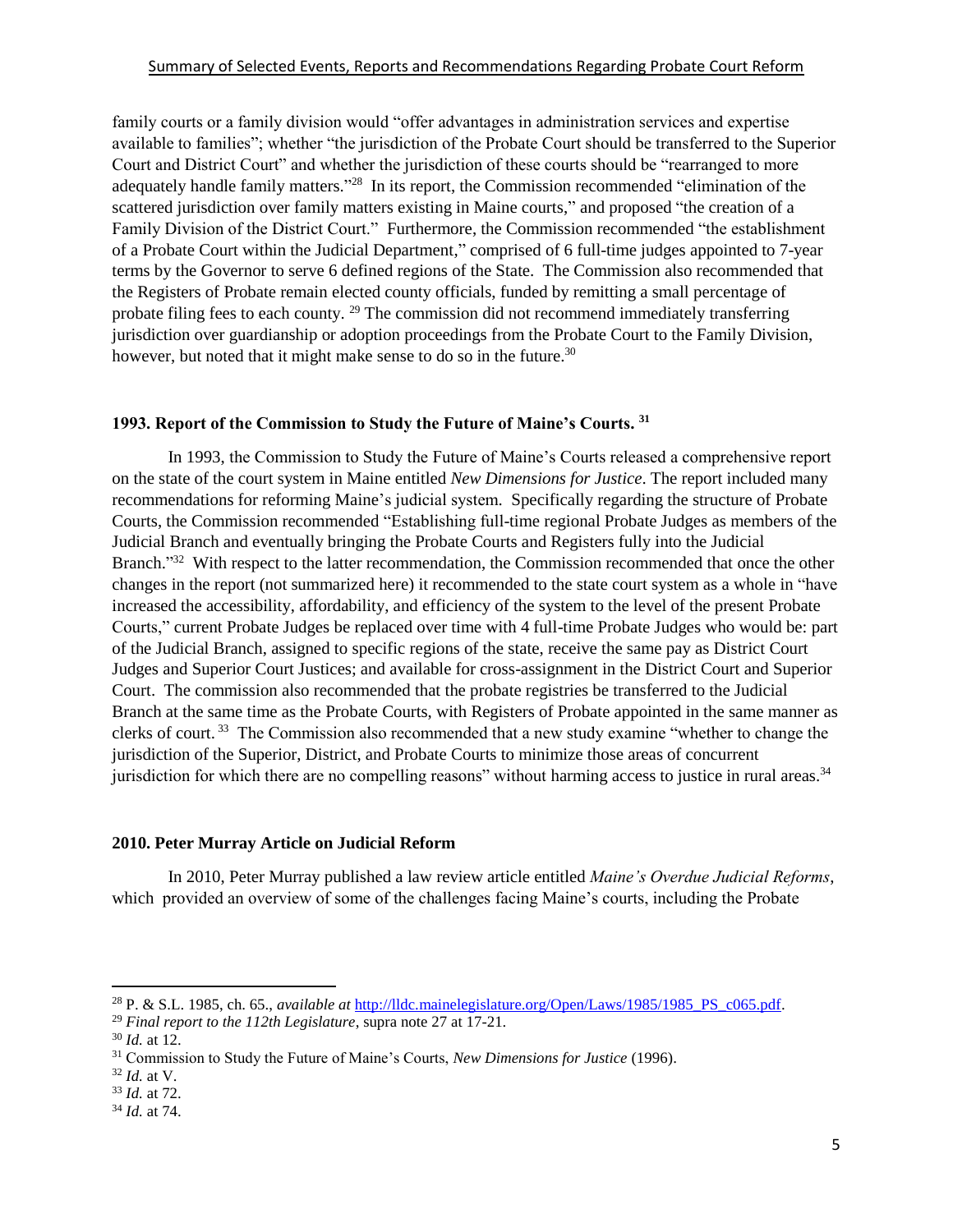family courts or a family division would "offer advantages in administration services and expertise available to families"; whether "the jurisdiction of the Probate Court should be transferred to the Superior Court and District Court" and whether the jurisdiction of these courts should be "rearranged to more adequately handle family matters."[28] In its report, the Commission recommended "elimination of the scattered jurisdiction over family matters existing in Maine courts," and proposed "the creation of a Family Division of the District Court." Furthermore, the Commission recommended "the establishment of a Probate Court within the Judicial Department," comprised of 6 full-time judges appointed to 7-year terms by the Governor to serve 6 defined regions of the State. The Commission also recommended that the Registers of Probate remain elected county officials, funded by remitting a small percentage of probate filing fees to each county. [29] The commission did not recommend immediately transferring jurisdiction over guardianship or adoption proceedings from the Probate Court to the Family Division, however, but noted that it might make sense to do so in the future.[30]

### 1993. Report of the Commission to Study the Future of Maine's Courts. [31]

In 1993, the Commission to Study the Future of Maine's Courts released a comprehensive report on the state of the court system in Maine entitled *New Dimensions for Justice*. The report included many recommendations for reforming Maine's judicial system. Specifically regarding the structure of Probate Courts, the Commission recommended "Establishing full-time regional Probate Judges as members of the Judicial Branch and eventually bringing the Probate Courts and Registers fully into the Judicial Branch."[32] With respect to the latter recommendation, the Commission recommended that once the other changes in the report (not summarized here) it recommended to the state court system as a whole in "have increased the accessibility, affordability, and efficiency of the system to the level of the present Probate Courts," current Probate Judges be replaced over time with 4 full-time Probate Judges who would be: part of the Judicial Branch, assigned to specific regions of the state, receive the same pay as District Court Judges and Superior Court Justices; and available for cross-assignment in the District Court and Superior Court. The commission also recommended that the probate registries be transferred to the Judicial Branch at the same time as the Probate Courts, with Registers of Probate appointed in the same manner as clerks of court. [33] The Commission also recommended that a new study examine "whether to change the jurisdiction of the Superior, District, and Probate Courts to minimize those areas of concurrent jurisdiction for which there are no compelling reasons" without harming access to justice in rural areas.[34]

### 2010. Peter Murray Article on Judicial Reform

In 2010, Peter Murray published a law review article entitled *Maine's Overdue Judicial Reforms*, which provided an overview of some of the challenges facing Maine's courts, including the Probate

---

[28] P. & S.L. 1985, ch. 65., *available at* http://lldc.mainelegislature.org/Open/Laws/1985/1985_PS_c065.pdf.

[29] *Final report to the 112th Legislature*, supra note 27 at 17-21.

[30] *Id.* at 12.

[31] Commission to Study the Future of Maine's Courts, *New Dimensions for Justice* (1996).

[32] *Id.* at V.

[33] *Id.* at 72.

[34] *Id.* at 74.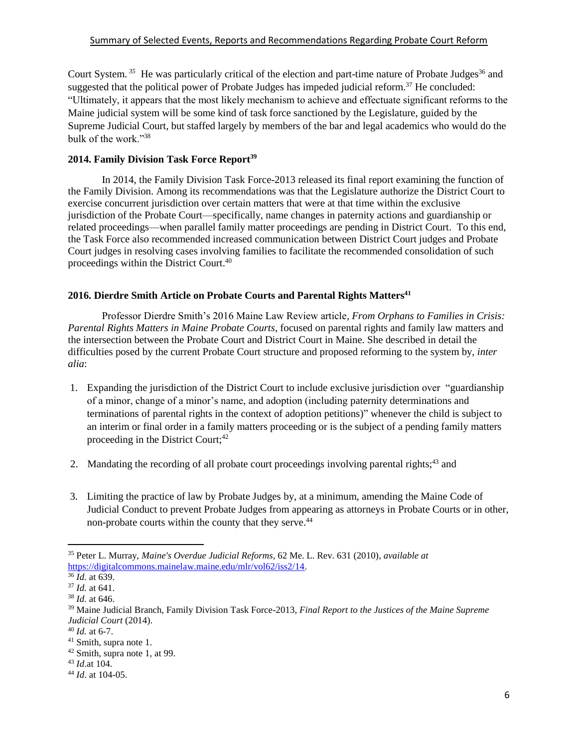Court System.[35] He was particularly critical of the election and part-time nature of Probate Judges[36] and suggested that the political power of Probate Judges has impeded judicial reform.[37] He concluded: "Ultimately, it appears that the most likely mechanism to achieve and effectuate significant reforms to the Maine judicial system will be some kind of task force sanctioned by the Legislature, guided by the Supreme Judicial Court, but staffed largely by members of the bar and legal academics who would do the bulk of the work."[38]

**2014. Family Division Task Force Report[39]**

In 2014, the Family Division Task Force-2013 released its final report examining the function of the Family Division. Among its recommendations was that the Legislature authorize the District Court to exercise concurrent jurisdiction over certain matters that were at that time within the exclusive jurisdiction of the Probate Court—specifically, name changes in paternity actions and guardianship or related proceedings—when parallel family matter proceedings are pending in District Court. To this end, the Task Force also recommended increased communication between District Court judges and Probate Court judges in resolving cases involving families to facilitate the recommended consolidation of such proceedings within the District Court.[40]

**2016. Dierdre Smith Article on Probate Courts and Parental Rights Matters[41]**

Professor Dierdre Smith's 2016 Maine Law Review article, *From Orphans to Families in Crisis: Parental Rights Matters in Maine Probate Courts*, focused on parental rights and family law matters and the intersection between the Probate Court and District Court in Maine. She described in detail the difficulties posed by the current Probate Court structure and proposed reforming to the system by, *inter alia*:

1. Expanding the jurisdiction of the District Court to include exclusive jurisdiction over "guardianship of a minor, change of a minor's name, and adoption (including paternity determinations and terminations of parental rights in the context of adoption petitions)" whenever the child is subject to an interim or final order in a family matters proceeding or is the subject of a pending family matters proceeding in the District Court;[42]

2. Mandating the recording of all probate court proceedings involving parental rights;[43] and

3. Limiting the practice of law by Probate Judges by, at a minimum, amending the Maine Code of Judicial Conduct to prevent Probate Judges from appearing as attorneys in Probate Courts or in other, non-probate courts within the county that they serve.[44]

---

[35] Peter L. Murray, *Maine's Overdue Judicial Reforms*, 62 Me. L. Rev. 631 (2010), *available at* https://digitalcommons.mainelaw.maine.edu/mlr/vol62/iss2/14.

[36] *Id.* at 639.

[37] *Id.* at 641.

[38] *Id.* at 646.

[39] Maine Judicial Branch, Family Division Task Force-2013, *Final Report to the Justices of the Maine Supreme Judicial Court* (2014).

[40] *Id.* at 6-7.

[41] Smith, supra note 1.

[42] Smith, supra note 1, at 99.

[43] *Id.*at 104.

[44] *Id*. at 104-05.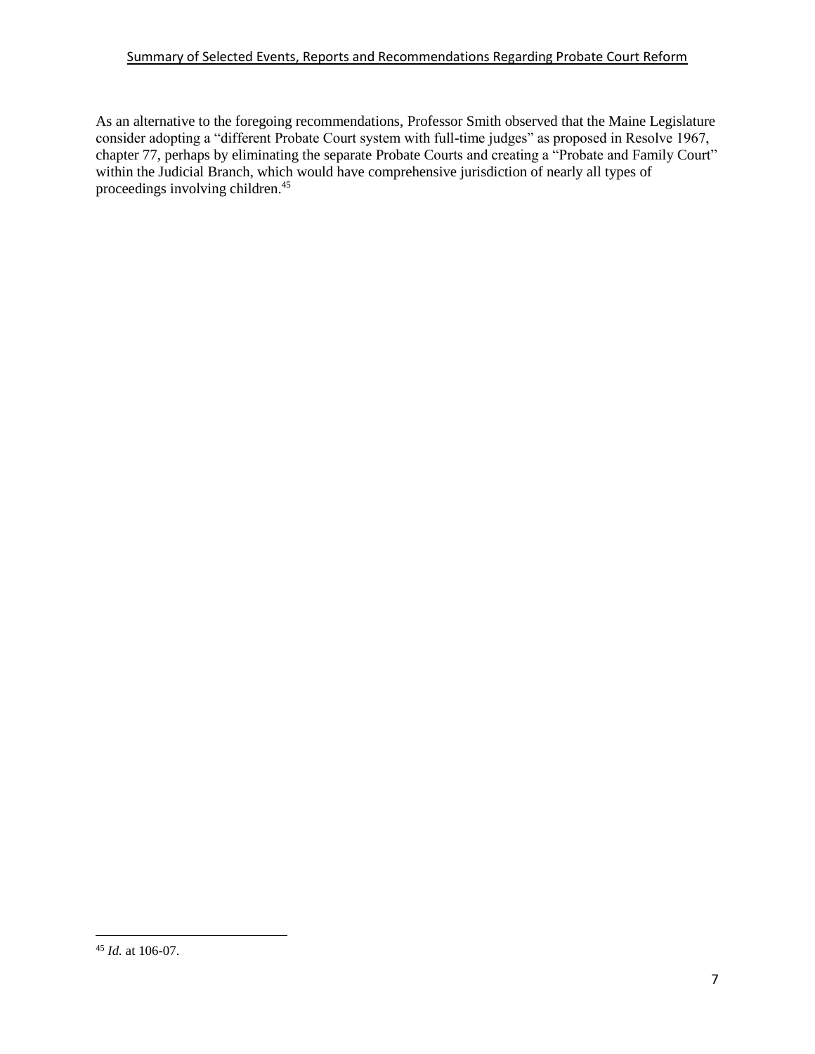As an alternative to the foregoing recommendations, Professor Smith observed that the Maine Legislature consider adopting a "different Probate Court system with full-time judges" as proposed in Resolve 1967, chapter 77, perhaps by eliminating the separate Probate Courts and creating a "Probate and Family Court" within the Judicial Branch, which would have comprehensive jurisdiction of nearly all types of proceedings involving children.[45]

---

[45] *Id.* at 106-07.